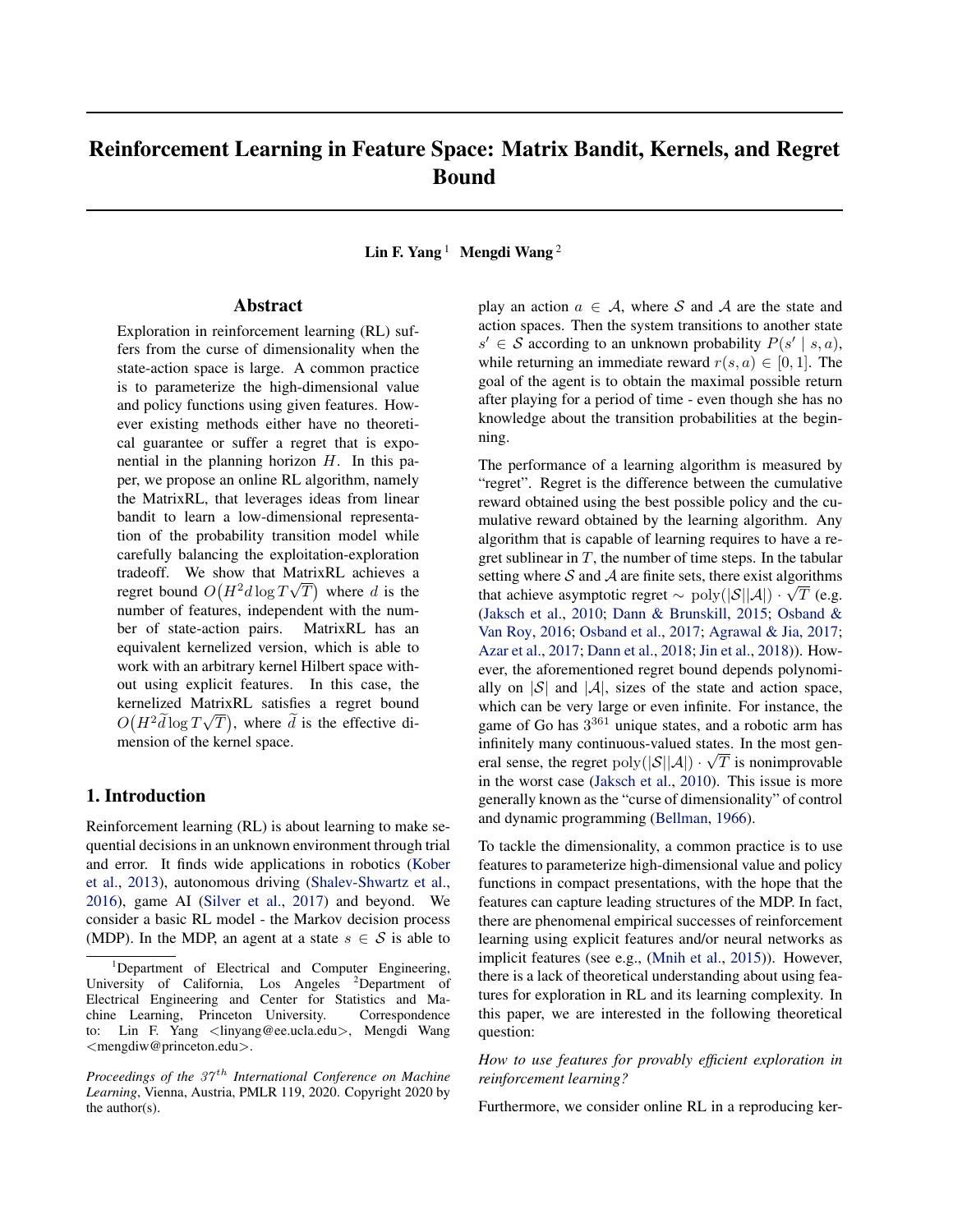# Reinforcement Learning in Feature Space: Matrix Bandit, Kernels, and Regret Bound

**Lin F. Yang** [1] **Mengdi Wang** [2]

## Abstract

Exploration in reinforcement learning (RL) suffers from the curse of dimensionality when the state-action space is large. A common practice is to parameterize the high-dimensional value and policy functions using given features. However existing methods either have no theoretical guarantee or suffer a regret that is exponential in the planning horizon $H$. In this paper, we propose an online RL algorithm, namely the MatrixRL, that leverages ideas from linear bandit to learn a low-dimensional representation of the probability transition model while carefully balancing the exploitation-exploration tradeoff. We show that MatrixRL achieves a regret bound $O\big(H^2 d \log T\sqrt{T}\big)$ where $d$ is the number of features, independent with the number of state-action pairs. MatrixRL has an equivalent kernelized version, which is able to work with an arbitrary kernel Hilbert space without using explicit features. In this case, the kernelized MatrixRL satisfies a regret bound $O\big(H^2 \widetilde{d} \log T\sqrt{T}\big)$, where $\widetilde{d}$ is the effective dimension of the kernel space.

## 1. Introduction

Reinforcement learning (RL) is about learning to make sequential decisions in an unknown environment through trial and error. It finds wide applications in robotics (Kober et al., 2013), autonomous driving (Shalev-Shwartz et al., 2016), game AI (Silver et al., 2017) and beyond. We consider a basic RL model - the Markov decision process (MDP). In the MDP, an agent at a state $s \in \mathcal{S}$ is able to play an action $a \in \mathcal{A}$, where $\mathcal{S}$ and $\mathcal{A}$ are the state and action spaces. Then the system transitions to another state $s' \in \mathcal{S}$ according to an unknown probability $P(s' \mid s, a)$, while returning an immediate reward $r(s, a) \in [0, 1]$. The goal of the agent is to obtain the maximal possible return after playing for a period of time - even though she has no knowledge about the transition probabilities at the beginning.

The performance of a learning algorithm is measured by "regret". Regret is the difference between the cumulative reward obtained using the best possible policy and the cumulative reward obtained by the learning algorithm. Any algorithm that is capable of learning requires to have a regret sublinear in $T$, the number of time steps. In the tabular setting where $\mathcal{S}$ and $\mathcal{A}$ are finite sets, there exist algorithms that achieve asymptotic regret $\sim \mathrm{poly}(|\mathcal{S}||\mathcal{A}|) \cdot \sqrt{T}$ (e.g. (Jaksch et al., 2010; Dann & Brunskill, 2015; Osband & Van Roy, 2016; Osband et al., 2017; Agrawal & Jia, 2017; Azar et al., 2017; Dann et al., 2018; Jin et al., 2018)). However, the aforementioned regret bound depends polynomially on $|\mathcal{S}|$ and $|\mathcal{A}|$, sizes of the state and action space, which can be very large or even infinite. For instance, the game of Go has $3^{361}$ unique states, and a robotic arm has infinitely many continuous-valued states. In the most general sense, the regret $\mathrm{poly}(|\mathcal{S}||\mathcal{A}|) \cdot \sqrt{T}$ is nonimprovable in the worst case (Jaksch et al., 2010). This issue is more generally known as the "curse of dimensionality" of control and dynamic programming (Bellman, 1966).

To tackle the dimensionality, a common practice is to use features to parameterize high-dimensional value and policy functions in compact presentations, with the hope that the features can capture leading structures of the MDP. In fact, there are phenomenal empirical successes of reinforcement learning using explicit features and/or neural networks as implicit features (see e.g., (Mnih et al., 2015)). However, there is a lack of theoretical understanding about using features for exploration in RL and its learning complexity. In this paper, we are interested in the following theoretical question:

*How to use features for provably efficient exploration in reinforcement learning?*

Furthermore, we consider online RL in a reproducing ker-

[1] Department of Electrical and Computer Engineering, University of California, Los Angeles [2] Department of Electrical Engineering and Center for Statistics and Machine Learning, Princeton University. Correspondence to: Lin F. Yang <linyang@ee.ucla.edu>, Mengdi Wang <mengdiw@princeton.edu>.

*Proceedings of the 37th International Conference on Machine Learning*, Vienna, Austria, PMLR 119, 2020. Copyright 2020 by the author(s).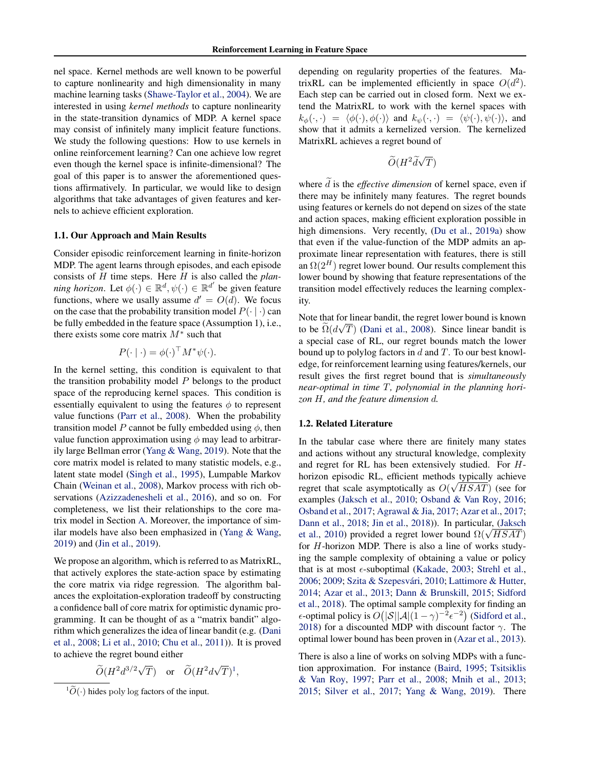nel space. Kernel methods are well known to be powerful to capture nonlinearity and high dimensionality in many machine learning tasks (Shawe-Taylor et al., 2004). We are interested in using *kernel methods* to capture nonlinearity in the state-transition dynamics of MDP. A kernel space may consist of infinitely many implicit feature functions. We study the following questions: How to use kernels in online reinforcement learning? Can one achieve low regret even though the kernel space is infinite-dimensional? The goal of this paper is to answer the aforementioned questions affirmatively. In particular, we would like to design algorithms that take advantages of given features and kernels to achieve efficient exploration.

### 1.1. Our Approach and Main Results

Consider episodic reinforcement learning in finite-horizon MDP. The agent learns through episodes, and each episode consists of $H$ time steps. Here $H$ is also called the *planning horizon*. Let $\phi(\cdot) \in \mathbb{R}^d, \psi(\cdot) \in \mathbb{R}^{d'}$ be given feature functions, where we usally assume $d' = O(d)$. We focus on the case that the probability transition model $P(\cdot \mid \cdot)$ can be fully embedded in the feature space (Assumption 1), i.e., there exists some core matrix $M^*$ such that

$$P(\cdot \mid \cdot) = \phi(\cdot)^\top M^* \psi(\cdot).$$

In the kernel setting, this condition is equivalent to that the transition probability model $P$ belongs to the product space of the reproducing kernel spaces. This condition is essentially equivalent to using the features $\phi$ to represent value functions (Parr et al., 2008). When the probability transition model $P$ cannot be fully embedded using $\phi$, then value function approximation using $\phi$ may lead to arbitrarily large Bellman error (Yang & Wang, 2019). Note that the core matrix model is related to many statistic models, e.g., latent state model (Singh et al., 1995), Lumpable Markov Chain (Weinan et al., 2008), Markov process with rich observations (Azizzadenesheli et al., 2016), and so on. For completeness, we list their relationships to the core matrix model in Section A. Moreover, the importance of similar models have also been emphasized in (Yang & Wang, 2019) and (Jin et al., 2019).

We propose an algorithm, which is referred to as MatrixRL, that actively explores the state-action space by estimating the core matrix via ridge regression. The algorithm balances the exploitation-exploration tradeoff by constructing a confidence ball of core matrix for optimistic dynamic programming. It can be thought of as a "matrix bandit" algorithm which generalizes the idea of linear bandit (e.g. (Dani et al., 2008; Li et al., 2010; Chu et al., 2011)). It is proved to achieve the regret bound either

$$\widetilde{O}(H^2 d^{3/2}\sqrt{T}) \quad \text{or} \quad \widetilde{O}(H^2 d\sqrt{T})[1],$$

[1] $\widetilde{O}(\cdot)$ hides poly log factors of the input.

depending on regularity properties of the features. MatrixRL can be implemented efficiently in space $O(d^2)$. Each step can be carried out in closed form. Next we extend the MatrixRL to work with the kernel spaces with $k_\phi(\cdot,\cdot) = \langle \phi(\cdot), \phi(\cdot) \rangle$ and $k_\psi(\cdot,\cdot) = \langle \psi(\cdot), \psi(\cdot) \rangle$, and show that it admits a kernelized version. The kernelized MatrixRL achieves a regret bound of

$$\widetilde{O}(H^2 \widetilde{d}\sqrt{T})$$

where $\widetilde{d}$ is the *effective dimension* of kernel space, even if there may be infinitely many features. The regret bounds using features or kernels do not depend on sizes of the state and action spaces, making efficient exploration possible in high dimensions. Very recently, (Du et al., 2019a) show that even if the value-function of the MDP admits an approximate linear representation with features, there is still an $\Omega(2^H)$ regret lower bound. Our results complement this lower bound by showing that feature representations of the transition model effectively reduces the learning complexity.

Note that for linear bandit, the regret lower bound is known to be $\widetilde{\Omega}(d\sqrt{T})$ (Dani et al., 2008). Since linear bandit is a special case of RL, our regret bounds match the lower bound up to polylog factors in $d$ and $T$. To our best knowledge, for reinforcement learning using features/kernels, our result gives the first regret bound that is *simultaneously near-optimal in time $T$, polynomial in the planning horizon $H$, and the feature dimension $d$.*

### 1.2. Related Literature

In the tabular case where there are finitely many states and actions without any structural knowledge, complexity and regret for RL has been extensively studied. For $H$-horizon episodic RL, efficient methods typically achieve regret that scale asymptotically as $O(\sqrt{HSAT})$ (see for examples (Jaksch et al., 2010; Osband & Van Roy, 2016; Osband et al., 2017; Agrawal & Jia, 2017; Azar et al., 2017; Dann et al., 2018; Jin et al., 2018)). In particular, (Jaksch et al., 2010) provided a regret lower bound $\Omega(\sqrt{HSAT})$ for $H$-horizon MDP. There is also a line of works studying the sample complexity of obtaining a value or policy that is at most $\epsilon$-suboptimal (Kakade, 2003; Strehl et al., 2006; 2009; Szita & Szepesvári, 2010; Lattimore & Hutter, 2014; Azar et al., 2013; Dann & Brunskill, 2015; Sidford et al., 2018). The optimal sample complexity for finding an $\epsilon$-optimal policy is $O\big(|\mathcal{S}||\mathcal{A}|(1-\gamma)^{-2}\epsilon^{-2}\big)$ (Sidford et al., 2018) for a discounted MDP with discount factor $\gamma$. The optimal lower bound has been proven in (Azar et al., 2013).

There is also a line of works on solving MDPs with a function approximation. For instance (Baird, 1995; Tsitsiklis & Van Roy, 1997; Parr et al., 2008; Mnih et al., 2013; 2015; Silver et al., 2017; Yang & Wang, 2019). There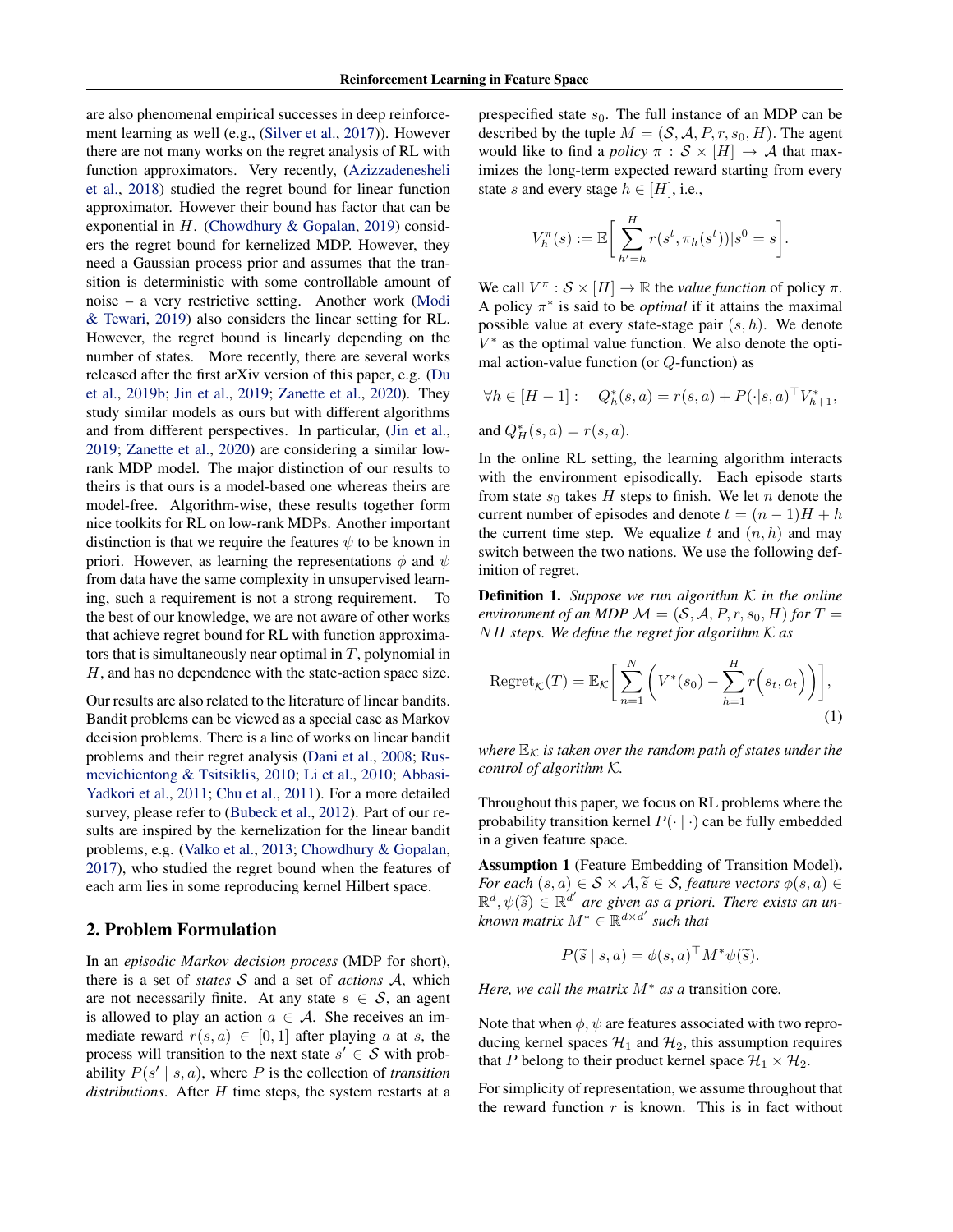are also phenomenal empirical successes in deep reinforcement learning as well (e.g., (Silver et al., 2017)). However there are not many works on the regret analysis of RL with function approximators. Very recently, (Azizzadenesheli et al., 2018) studied the regret bound for linear function approximator. However their bound has factor that can be exponential in $H$. (Chowdhury & Gopalan, 2019) considers the regret bound for kernelized MDP. However, they need a Gaussian process prior and assumes that the transition is deterministic with some controllable amount of noise – a very restrictive setting. Another work (Modi & Tewari, 2019) also considers the linear setting for RL. However, the regret bound is linearly depending on the number of states. More recently, there are several works released after the first arXiv version of this paper, e.g. (Du et al., 2019b; Jin et al., 2019; Zanette et al., 2020). They study similar models as ours but with different algorithms and from different perspectives. In particular, (Jin et al., 2019; Zanette et al., 2020) are considering a similar low-rank MDP model. The major distinction of our results to theirs is that ours is a model-based one whereas theirs are model-free. Algorithm-wise, these results together form nice toolkits for RL on low-rank MDPs. Another important distinction is that we require the features $\psi$ to be known in priori. However, as learning the representations $\phi$ and $\psi$ from data have the same complexity in unsupervised learning, such a requirement is not a strong requirement. To the best of our knowledge, we are not aware of other works that achieve regret bound for RL with function approximators that is simultaneously near optimal in $T$, polynomial in $H$, and has no dependence with the state-action space size.

Our results are also related to the literature of linear bandits. Bandit problems can be viewed as a special case as Markov decision problems. There is a line of works on linear bandit problems and their regret analysis (Dani et al., 2008; Rusmevichientong & Tsitsiklis, 2010; Li et al., 2010; Abbasi-Yadkori et al., 2011; Chu et al., 2011). For a more detailed survey, please refer to (Bubeck et al., 2012). Part of our results are inspired by the kernelization for the linear bandit problems, e.g. (Valko et al., 2013; Chowdhury & Gopalan, 2017), who studied the regret bound when the features of each arm lies in some reproducing kernel Hilbert space.

## 2. Problem Formulation

In an *episodic Markov decision process* (MDP for short), there is a set of *states* $\mathcal{S}$ and a set of *actions* $\mathcal{A}$, which are not necessarily finite. At any state $s \in \mathcal{S}$, an agent is allowed to play an action $a \in \mathcal{A}$. She receives an immediate reward $r(s, a) \in [0, 1]$ after playing $a$ at $s$, the process will transition to the next state $s' \in \mathcal{S}$ with probability $P(s' \mid s, a)$, where $P$ is the collection of *transition distributions*. After $H$ time steps, the system restarts at a prespecified state $s_0$. The full instance of an MDP can be described by the tuple $M = (\mathcal{S}, \mathcal{A}, P, r, s_0, H)$. The agent would like to find a *policy* $\pi : \mathcal{S} \times [H] \to \mathcal{A}$ that maximizes the long-term expected reward starting from every state $s$ and every stage $h \in [H]$, i.e.,

$$V_h^{\pi}(s) := \mathbb{E}\Big[\sum_{h'=h}^{H} r(s^t, \pi_h(s^t)) | s^0 = s\Big].$$

We call $V^\pi : \mathcal{S} \times [H] \to \mathbb{R}$ the *value function* of policy $\pi$. A policy $\pi^*$ is said to be *optimal* if it attains the maximal possible value at every state-stage pair $(s, h)$. We denote $V^*$ as the optimal value function. We also denote the optimal action-value function (or $Q$-function) as

$$\forall h \in [H-1]: \quad Q_h^*(s, a) = r(s, a) + P(\cdot|s, a)^\top V_{h+1}^*,$$

and $Q_H^*(s, a) = r(s, a)$.

In the online RL setting, the learning algorithm interacts with the environment episodically. Each episode starts from state $s_0$ takes $H$ steps to finish. We let $n$ denote the current number of episodes and denote $t = (n-1)H + h$ the current time step. We equalize $t$ and $(n, h)$ and may switch between the two nations. We use the following definition of regret.

**Definition 1.** *Suppose we run algorithm $\mathcal{K}$ in the online environment of an MDP $\mathcal{M} = (\mathcal{S}, \mathcal{A}, P, r, s_0, H)$ for $T = NH$ steps. We define the regret for algorithm $\mathcal{K}$ as*

$$\mathrm{Regret}_{\mathcal{K}}(T) = \mathbb{E}_{\mathcal{K}}\Big[\sum_{n=1}^{N}\Big(V^*(s_0) - \sum_{h=1}^{H} r\Big(s_t, a_t\Big)\Big)\Big], \tag{1}$$

*where $\mathbb{E}_{\mathcal{K}}$ is taken over the random path of states under the control of algorithm $\mathcal{K}$.*

Throughout this paper, we focus on RL problems where the probability transition kernel $P(\cdot \mid \cdot)$ can be fully embedded in a given feature space.

**Assumption 1** (Feature Embedding of Transition Model)**.** *For each $(s, a) \in \mathcal{S} \times \mathcal{A}, \widetilde{s} \in \mathcal{S}$, feature vectors $\phi(s, a) \in \mathbb{R}^d, \psi(\widetilde{s}) \in \mathbb{R}^{d'}$ are given as a priori. There exists an unknown matrix $M^* \in \mathbb{R}^{d \times d'}$ such that*

$$P(\widetilde{s} \mid s, a) = \phi(s, a)^\top M^* \psi(\widetilde{s}).$$

*Here, we call the matrix $M^*$ as a* transition core*.*

Note that when $\phi, \psi$ are features associated with two reproducing kernel spaces $\mathcal{H}_1$ and $\mathcal{H}_2$, this assumption requires that $P$ belong to their product kernel space $\mathcal{H}_1 \times \mathcal{H}_2$.

For simplicity of representation, we assume throughout that the reward function $r$ is known. This is in fact without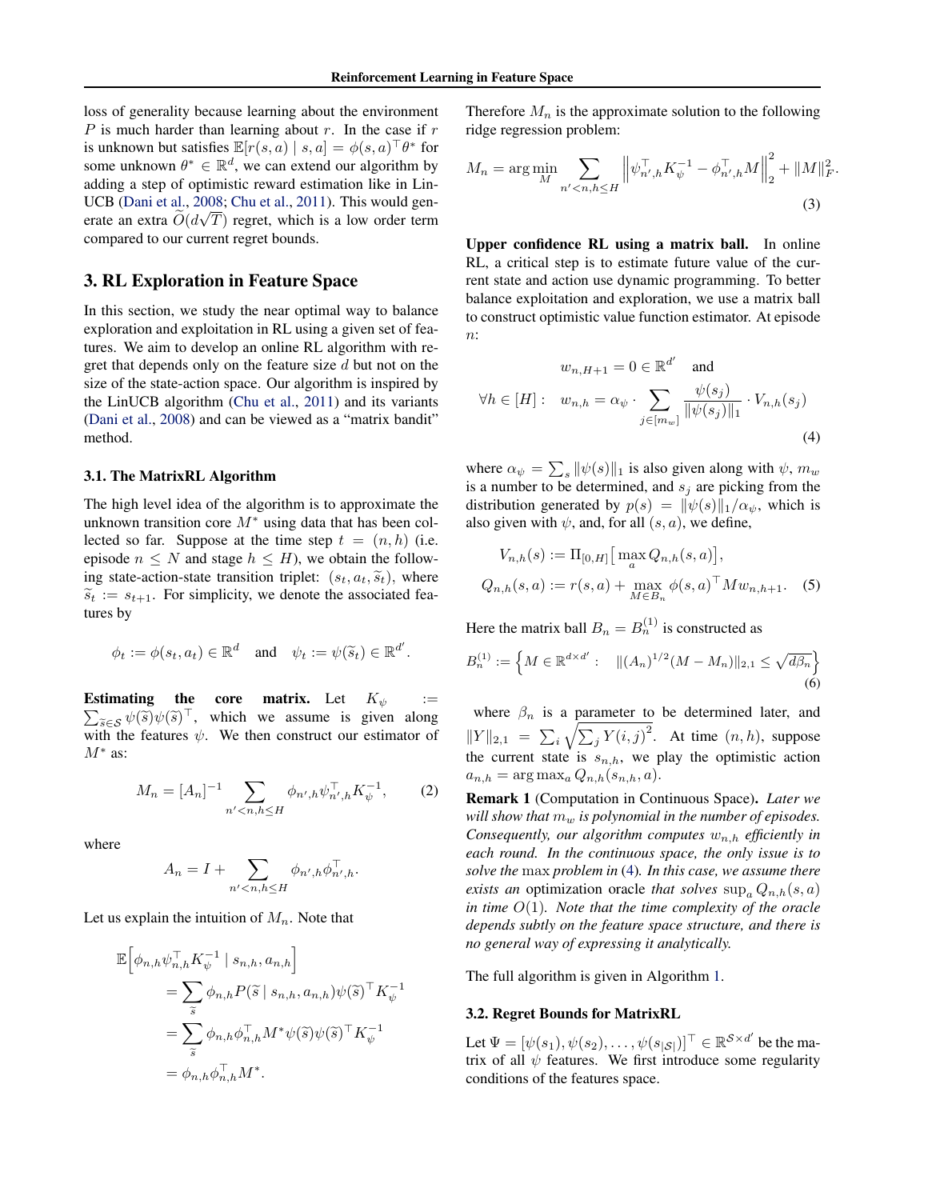loss of generality because learning about the environment $P$ is much harder than learning about $r$. In the case if $r$ is unknown but satisfies $\mathbb{E}[r(s,a) \mid s,a] = \phi(s,a)^\top \theta^*$ for some unknown $\theta^* \in \mathbb{R}^d$, we can extend our algorithm by adding a step of optimistic reward estimation like in LinUCB (Dani et al., 2008; Chu et al., 2011). This would generate an extra $\widetilde{O}(d\sqrt{T})$ regret, which is a low order term compared to our current regret bounds.

## 3. RL Exploration in Feature Space

In this section, we study the near optimal way to balance exploration and exploitation in RL using a given set of features. We aim to develop an online RL algorithm with regret that depends only on the feature size $d$ but not on the size of the state-action space. Our algorithm is inspired by the LinUCB algorithm (Chu et al., 2011) and its variants (Dani et al., 2008) and can be viewed as a "matrix bandit" method.

### 3.1. The MatrixRL Algorithm

The high level idea of the algorithm is to approximate the unknown transition core $M^*$ using data that has been collected so far. Suppose at the time step $t = (n,h)$ (i.e. episode $n \le N$ and stage $h \le H$), we obtain the following state-action-state transition triplet: $(s_t, a_t, \widetilde{s}_t)$, where $\widetilde{s}_t := s_{t+1}$. For simplicity, we denote the associated features by

$$\phi_t := \phi(s_t, a_t) \in \mathbb{R}^d \quad \text{and} \quad \psi_t := \psi(\widetilde{s}_t) \in \mathbb{R}^{d'}.$$

**Estimating the core matrix.** Let $K_\psi := \sum_{\widetilde{s}\in\mathcal{S}} \psi(\widetilde{s})\psi(\widetilde{s})^\top$, which we assume is given along with the features $\psi$. We then construct our estimator of $M^*$ as:

$$M_n = [A_n]^{-1} \sum_{n'<n, h\le H} \phi_{n',h}\psi_{n',h}^\top K_\psi^{-1}, \tag{2}$$

where

$$A_n = I + \sum_{n'<n, h\le H} \phi_{n',h}\phi_{n',h}^\top.$$

Let us explain the intuition of $M_n$. Note that

$$\begin{aligned}
\mathbb{E}\Big[\phi_{n,h}\psi_{n,h}^\top K_\psi^{-1} \mid s_{n,h}, a_{n,h}\Big]
&= \sum_{\widetilde{s}} \phi_{n,h} P(\widetilde{s} \mid s_{n,h}, a_{n,h}) \psi(\widetilde{s})^\top K_\psi^{-1} \\
&= \sum_{\widetilde{s}} \phi_{n,h}\phi_{n,h}^\top M^* \psi(\widetilde{s})\psi(\widetilde{s})^\top K_\psi^{-1} \\
&= \phi_{n,h}\phi_{n,h}^\top M^*.
\end{aligned}$$

Therefore $M_n$ is the approximate solution to the following ridge regression problem:

$$M_n = \arg\min_M \sum_{n'<n, h\le H} \left\| \psi_{n',h}^\top K_\psi^{-1} - \phi_{n',h}^\top M \right\|_2^2 + \|M\|_F^2. \tag{3}$$

**Upper confidence RL using a matrix ball.** In online RL, a critical step is to estimate future value of the current state and action use dynamic programming. To better balance exploitation and exploration, we use a matrix ball to construct optimistic value function estimator. At episode $n$:

$$\begin{aligned}
& w_{n,H+1} = 0 \in \mathbb{R}^{d'} \quad \text{and} \\
\forall h \in [H]: \quad & w_{n,h} = \alpha_\psi \cdot \sum_{j\in[m_w]} \frac{\psi(s_j)}{\|\psi(s_j)\|_1} \cdot V_{n,h}(s_j)
\end{aligned} \tag{4}$$

where $\alpha_\psi = \sum_s \|\psi(s)\|_1$ is also given along with $\psi$, $m_w$ is a number to be determined, and $s_j$ are picking from the distribution generated by $p(s) = \|\psi(s)\|_1/\alpha_\psi$, which is also given with $\psi$, and, for all $(s,a)$, we define,

$$\begin{aligned}
V_{n,h}(s) &:= \Pi_{[0,H]}\big[\max_a Q_{n,h}(s,a)\big], \\
Q_{n,h}(s,a) &:= r(s,a) + \max_{M\in B_n} \phi(s,a)^\top M w_{n,h+1}.
\end{aligned} \tag{5}$$

Here the matrix ball $B_n = B_n^{(1)}$ is constructed as

$$B_n^{(1)} := \Big\{ M \in \mathbb{R}^{d\times d'} : \quad \|(A_n)^{1/2}(M - M_n)\|_{2,1} \le \sqrt{d\beta_n} \Big\} \tag{6}$$

where $\beta_n$ is a parameter to be determined later, and $\|Y\|_{2,1} = \sum_i \sqrt{\sum_j Y(i,j)^2}$. At time $(n,h)$, suppose the current state is $s_{n,h}$, we play the optimistic action $a_{n,h} = \arg\max_a Q_{n,h}(s_{n,h}, a)$.

**Remark 1** (Computation in Continuous Space)**.** *Later we will show that $m_w$ is polynomial in the number of episodes. Consequently, our algorithm computes $w_{n,h}$ efficiently in each round. In the continuous space, the only issue is to solve the* max *problem in* (4)*. In this case, we assume there exists an* optimization oracle *that solves $\sup_a Q_{n,h}(s,a)$ in time $O(1)$. Note that the time complexity of the oracle depends subtly on the feature space structure, and there is no general way of expressing it analytically.*

The full algorithm is given in Algorithm 1.

### 3.2. Regret Bounds for MatrixRL

Let $\Psi = [\psi(s_1), \psi(s_2), \ldots, \psi(s_{|\mathcal{S}|})]^\top \in \mathbb{R}^{\mathcal{S}\times d'}$ be the matrix of all $\psi$ features. We first introduce some regularity conditions of the features space.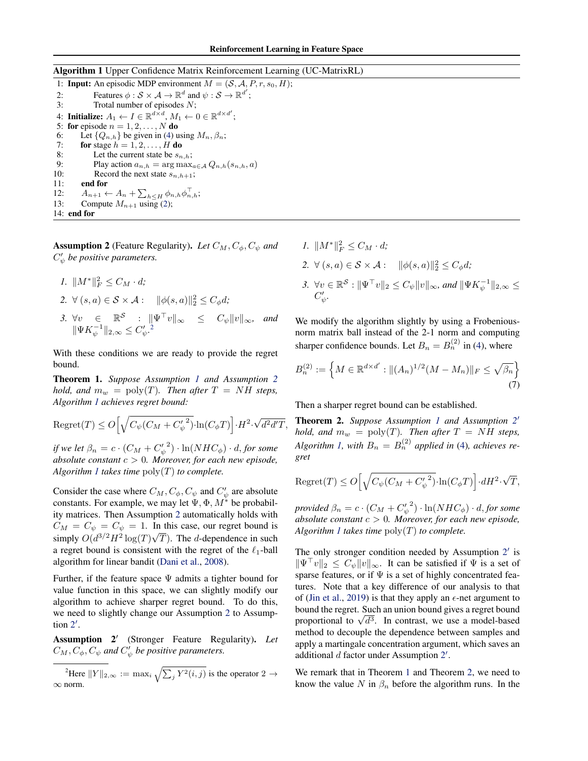**Algorithm 1** Upper Confidence Matrix Reinforcement Learning (UC-MatrixRL)

1: **Input:** An episodic MDP environment $M = (\mathcal{S}, \mathcal{A}, P, r, s_0, H)$;
2: Features $\phi : \mathcal{S} \times \mathcal{A} \to \mathbb{R}^d$ and $\psi : \mathcal{S} \to \mathbb{R}^{d'}$;
3: Trotal number of episodes $N$;
4: **Initialize:** $A_1 \leftarrow I \in \mathbb{R}^{d \times d}$, $M_1 \leftarrow 0 \in \mathbb{R}^{d \times d'}$;
5: **for** episode $n = 1, 2, \ldots, N$ **do**
6: Let $\{Q_{n,h}\}$ be given in (4) using $M_n, \beta_n$;
7: **for** stage $h = 1, 2, \ldots, H$ **do**
8: Let the current state be $s_{n,h}$;
9: Play action $a_{n,h} = \arg\max_{a \in \mathcal{A}} Q_{n,h}(s_{n,h}, a)$
10: Record the next state $s_{n,h+1}$;
11: **end for**
12: $A_{n+1} \leftarrow A_n + \sum_{h \le H} \phi_{n,h} \phi_{n,h}^\top$;
13: Compute $M_{n+1}$ using (2);
14: **end for**

**Assumption 2** (Feature Regularity). *Let $C_M, C_\phi, C_\psi$ and $C'_\psi$ be positive parameters.*

1. $\|M^*\|_F^2 \le C_M \cdot d$;
2. $\forall\, (s,a) \in \mathcal{S} \times \mathcal{A}: \quad \|\phi(s,a)\|_2^2 \le C_\phi d$;
3. $\forall v \in \mathbb{R}^{\mathcal{S}} : \|\Psi^\top v\|_\infty \le C_\psi \|v\|_\infty$, *and* $\|\Psi K_\psi^{-1}\|_{2,\infty} \le C'_\psi$.[2]

With these conditions we are ready to provide the regret bound.

**Theorem 1.** *Suppose Assumption 1 and Assumption 2 hold, and $m_w = \mathrm{poly}(T)$. Then after $T = NH$ steps, Algorithm 1 achieves regret bound:*

$$\mathrm{Regret}(T) \le O\Big[\sqrt{C_\psi (C_M + {C'_\psi}^2)} \cdot \ln(C_\phi T)\Big] \cdot H^2 \cdot \sqrt{d^2 d' T},$$

*if we let $\beta_n = c \cdot (C_M + {C'_\psi}^2) \cdot \ln(NHC_\phi) \cdot d$, for some absolute constant $c > 0$. Moreover, for each new episode, Algorithm 1 takes time $\mathrm{poly}(T)$ to complete.*

Consider the case where $C_M, C_\phi, C_\psi$ and $C'_\psi$ are absolute constants. For example, we may let $\Psi, \Phi, M^*$ be probability matrices. Then Assumption 2 automatically holds with $C_M = C_\psi = C_\psi = 1$. In this case, our regret bound is simply $O(d^{3/2} H^2 \log(T)\sqrt{T})$. The $d$-dependence in such a regret bound is consistent with the regret of the $\ell_1$-ball algorithm for linear bandit (Dani et al., 2008).

Further, if the feature space $\Psi$ admits a tighter bound for value function in this space, we can slightly modify our algorithm to achieve sharper regret bound. To do this, we need to slightly change our Assumption 2 to Assumption 2′.

**Assumption 2′** (Stronger Feature Regularity). *Let $C_M, C_\phi, C_\psi$ and $C'_\psi$ be positive parameters.*

1. $\|M^*\|_F^2 \le C_M \cdot d$;
2. $\forall\, (s,a) \in \mathcal{S} \times \mathcal{A}: \quad \|\phi(s,a)\|_2^2 \le C_\phi d$;
3. $\forall v \in \mathbb{R}^{\mathcal{S}} : \|\Psi^\top v\|_2 \le C_\psi \|v\|_\infty$, *and* $\|\Psi K_\psi^{-1}\|_{2,\infty} \le C'_\psi$.

We modify the algorithm slightly by using a Frobenious-norm matrix ball instead of the 2-1 norm and computing sharper confidence bounds. Let $B_n = B_n^{(2)}$ in (4), where

$$B_n^{(2)} := \Big\{ M \in \mathbb{R}^{d \times d'} : \|(A_n)^{1/2}(M - M_n)\|_F \le \sqrt{\beta_n} \Big\} \tag{7}$$

Then a sharper regret bound can be established.

**Theorem 2.** *Suppose Assumption 1 and Assumption 2′ hold, and $m_w = \mathrm{poly}(T)$. Then after $T = NH$ steps, Algorithm 1, with $B_n = B_n^{(2)}$ applied in (4), achieves regret*

$$\mathrm{Regret}(T) \le O\Big[\sqrt{C_\psi (C_M + {C'_\psi}^2)} \cdot \ln(C_\phi T)\Big] \cdot dH^2 \cdot \sqrt{T},$$

*provided $\beta_n = c \cdot (C_M + {C'_\psi}^2) \cdot \ln(NHC_\phi) \cdot d$, for some absolute constant $c > 0$. Moreover, for each new episode, Algorithm 1 takes time $\mathrm{poly}(T)$ to complete.*

The only stronger condition needed by Assumption 2′ is $\|\Psi^\top v\|_2 \le C_\psi \|v\|_\infty$. It can be satisfied if $\Psi$ is a set of sparse features, or if $\Psi$ is a set of highly concentrated features. Note that a key difference of our analysis to that of (Jin et al., 2019) is that they apply an $\epsilon$-net argument to bound the regret. Such an union bound gives a regret bound proportional to $\sqrt{d^3}$. In contrast, we use a model-based method to decouple the dependence between samples and apply a martingale concentration argument, which saves an additional $d$ factor under Assumption 2′.

We remark that in Theorem 1 and Theorem 2, we need to know the value $N$ in $\beta_n$ before the algorithm runs. In the

[2] Here $\|Y\|_{2,\infty} := \max_i \sqrt{\sum_j Y^2(i,j)}$ is the operator $2 \to \infty$ norm.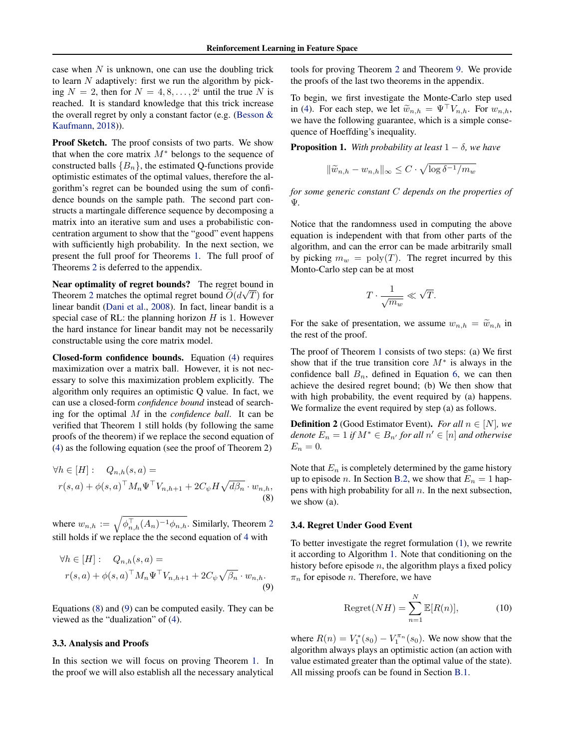case when $N$ is unknown, one can use the doubling trick to learn $N$ adaptively: first we run the algorithm by picking $N = 2$, then for $N = 4, 8, \ldots, 2^i$ until the true $N$ is reached. It is standard knowledge that this trick increase the overall regret by only a constant factor (e.g. (Besson & Kaufmann, 2018)).

**Proof Sketch.** The proof consists of two parts. We show that when the core matrix $M^*$ belongs to the sequence of constructed balls $\{B_n\}$, the estimated Q-functions provide optimistic estimates of the optimal values, therefore the algorithm's regret can be bounded using the sum of confidence bounds on the sample path. The second part constructs a martingale difference sequence by decomposing a matrix into an iterative sum and uses a probabilistic concentration argument to show that the "good" event happens with sufficiently high probability. In the next section, we present the full proof for Theorems 1. The full proof of Theorems 2 is deferred to the appendix.

**Near optimality of regret bounds?** The regret bound in Theorem 2 matches the optimal regret bound $\widetilde{O}(d\sqrt{T})$ for linear bandit (Dani et al., 2008). In fact, linear bandit is a special case of RL: the planning horizon $H$ is 1. However the hard instance for linear bandit may not be necessarily constructable using the core matrix model.

**Closed-form confidence bounds.** Equation (4) requires maximization over a matrix ball. However, it is not necessary to solve this maximization problem explicitly. The algorithm only requires an optimistic Q value. In fact, we can use a closed-form *confidence bound* instead of searching for the optimal $M$ in the *confidence ball*. It can be verified that Theorem 1 still holds (by following the same proofs of the theorem) if we replace the second equation of (4) as the following equation (see the proof of Theorem 2)

$$\forall h \in [H]: \quad Q_{n,h}(s,a) = r(s,a) + \phi(s,a)^\top M_n \Psi^\top V_{n,h+1} + 2C_\psi H\sqrt{d\beta_n} \cdot w_{n,h}, \tag{8}$$

where $w_{n,h} := \sqrt{\phi_{n,h}^\top (A_n)^{-1} \phi_{n,h}}$. Similarly, Theorem 2 still holds if we replace the the second equation of 4 with

$$\forall h \in [H]: \quad Q_{n,h}(s,a) = r(s,a) + \phi(s,a)^\top M_n \Psi^\top V_{n,h+1} + 2C_\psi \sqrt{\beta_n} \cdot w_{n,h}. \tag{9}$$

Equations (8) and (9) can be computed easily. They can be viewed as the "dualization" of (4).

### 3.3. Analysis and Proofs

In this section we will focus on proving Theorem 1. In the proof we will also establish all the necessary analytical tools for proving Theorem 2 and Theorem 9. We provide the proofs of the last two theorems in the appendix.

To begin, we first investigate the Monte-Carlo step used in (4). For each step, we let $\widetilde{w}_{n,h} = \Psi^\top V_{n,h}$. For $w_{n,h}$, we have the following guarantee, which is a simple consequence of Hoeffding's inequality.

**Proposition 1.** *With probability at least $1-\delta$, we have*

$$\|\widetilde{w}_{n,h} - w_{n,h}\|_\infty \le C \cdot \sqrt{\log \delta^{-1}/m_w}$$

*for some generic constant $C$ depends on the properties of $\Psi$.*

Notice that the randomness used in computing the above equation is independent with that from other parts of the algorithm, and can the error can be made arbitrarily small by picking $m_w = \text{poly}(T)$. The regret incurred by this Monto-Carlo step can be at most

$$T \cdot \frac{1}{\sqrt{m_w}} \ll \sqrt{T}.$$

For the sake of presentation, we assume $w_{n,h} = \widetilde{w}_{n,h}$ in the rest of the proof.

The proof of Theorem 1 consists of two steps: (a) We first show that if the true transition core $M^*$ is always in the confidence ball $B_n$, defined in Equation 6, we can then achieve the desired regret bound; (b) We then show that with high probability, the event required by (a) happens. We formalize the event required by step (a) as follows.

**Definition 2** (Good Estimator Event). *For all $n \in [N]$, we denote $E_n = 1$ if $M^* \in B_{n'}$ for all $n' \in [n]$ and otherwise $E_n = 0$.*

Note that $E_n$ is completely determined by the game history up to episode $n$. In Section B.2, we show that $E_n = 1$ happens with high probability for all $n$. In the next subsection, we show (a).

### 3.4. Regret Under Good Event

To better investigate the regret formulation (1), we rewrite it according to Algorithm 1. Note that conditioning on the history before episode $n$, the algorithm plays a fixed policy $\pi_n$ for episode $n$. Therefore, we have

$$\text{Regret}(NH) = \sum_{n=1}^{N} \mathbb{E}[R(n)], \tag{10}$$

where $R(n) = V_1^*(s_0) - V_1^{\pi_n}(s_0)$. We now show that the algorithm always plays an optimistic action (an action with value estimated greater than the optimal value of the state). All missing proofs can be found in Section B.1.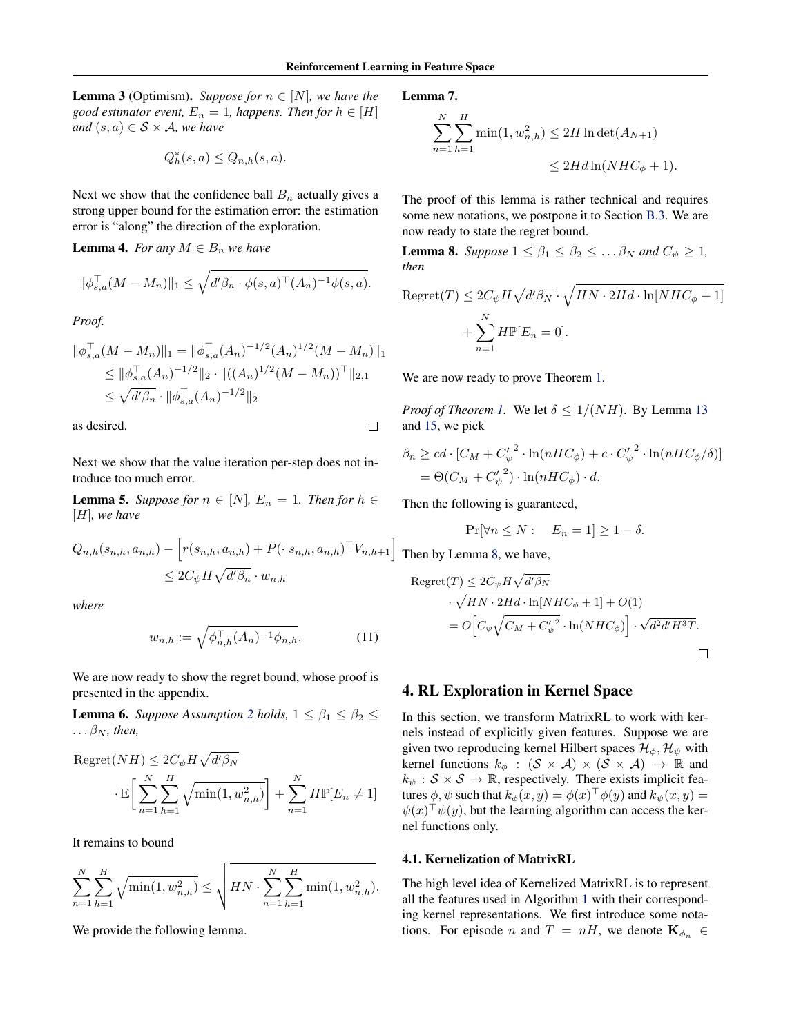**Lemma 3** (Optimism). *Suppose for $n \in [N]$, we have the good estimator event, $E_n = 1$, happens. Then for $h \in [H]$ and $(s, a) \in \mathcal{S} \times \mathcal{A}$, we have*

$$Q_h^*(s, a) \leq Q_{n,h}(s, a).$$

Next we show that the confidence ball $B_n$ actually gives a strong upper bound for the estimation error: the estimation error is "along" the direction of the exploration.

**Lemma 4.** *For any $M \in B_n$ we have*

$$\|\phi_{s,a}^\top (M - M_n)\|_1 \leq \sqrt{d' \beta_n \cdot \phi(s,a)^\top (A_n)^{-1} \phi(s,a)}.$$

*Proof.*

$$\begin{aligned}
\|\phi_{s,a}^\top (M - M_n)\|_1 &= \|\phi_{s,a}^\top (A_n)^{-1/2} (A_n)^{1/2} (M - M_n)\|_1 \\
&\leq \|\phi_{s,a}^\top (A_n)^{-1/2}\|_2 \cdot \|((A_n)^{1/2}(M - M_n))^\top\|_{2,1} \\
&\leq \sqrt{d' \beta_n} \cdot \|\phi_{s,a}^\top (A_n)^{-1/2}\|_2
\end{aligned}$$

as desired. ∎

Next we show that the value iteration per-step does not introduce too much error.

**Lemma 5.** *Suppose for $n \in [N]$, $E_n = 1$. Then for $h \in [H]$, we have*

$$Q_{n,h}(s_{n,h}, a_{n,h}) - \Big[r(s_{n,h}, a_{n,h}) + P(\cdot | s_{n,h}, a_{n,h})^\top V_{n,h+1}\Big] \leq 2 C_\psi H \sqrt{d' \beta_n} \cdot w_{n,h}$$

*where*

$$w_{n,h} := \sqrt{\phi_{n,h}^\top (A_n)^{-1} \phi_{n,h}}. \tag{11}$$

We are now ready to show the regret bound, whose proof is presented in the appendix.

**Lemma 6.** *Suppose Assumption 2 holds, $1 \leq \beta_1 \leq \beta_2 \leq \dots \beta_N$, then,*

$$\begin{aligned}
\mathrm{Regret}(NH) &\leq 2 C_\psi H \sqrt{d' \beta_N} \\
&\cdot \mathbb{E}\Big[\sum_{n=1}^N \sum_{h=1}^H \sqrt{\min(1, w_{n,h}^2)}\Big] + \sum_{n=1}^N H \mathbb{P}[E_n \neq 1]
\end{aligned}$$

It remains to bound

$$\sum_{n=1}^N \sum_{h=1}^H \sqrt{\min(1, w_{n,h}^2)} \leq \sqrt{HN \cdot \sum_{n=1}^N \sum_{h=1}^H \min(1, w_{n,h}^2)}.$$

We provide the following lemma.

**Lemma 7.**

$$\begin{aligned}
\sum_{n=1}^N \sum_{h=1}^H \min(1, w_{n,h}^2) &\leq 2H \ln \det(A_{N+1}) \\
&\leq 2Hd \ln(NHC_\phi + 1).
\end{aligned}$$

The proof of this lemma is rather technical and requires some new notations, we postpone it to Section B.3. We are now ready to state the regret bound.

**Lemma 8.** *Suppose $1 \leq \beta_1 \leq \beta_2 \leq \dots \beta_N$ and $C_\psi \geq 1$, then*

$$\begin{aligned}
\mathrm{Regret}(T) &\leq 2 C_\psi H \sqrt{d' \beta_N} \cdot \sqrt{HN \cdot 2Hd \cdot \ln[NHC_\phi + 1]} \\
&+ \sum_{n=1}^N H \mathbb{P}[E_n = 0].
\end{aligned}$$

We are now ready to prove Theorem 1.

*Proof of Theorem 1.* We let $\delta \leq 1/(NH)$. By Lemma 13 and 15, we pick

$$\begin{aligned}
\beta_n &\geq cd \cdot [C_M + {C'_\psi}^2 \cdot \ln(nHC_\phi) + c \cdot {C'_\psi}^2 \cdot \ln(nHC_\phi/\delta)] \\
&= \Theta(C_M + {C'_\psi}^2) \cdot \ln(nHC_\phi) \cdot d.
\end{aligned}$$

Then the following is guaranteed,

$$\Pr[\forall n \leq N : \quad E_n = 1] \geq 1 - \delta.$$

Then by Lemma 8, we have,

$$\begin{aligned}
\mathrm{Regret}(T) &\leq 2 C_\psi H \sqrt{d' \beta_N} \\
&\cdot \sqrt{HN \cdot 2Hd \cdot \ln[NHC_\phi + 1]} + O(1) \\
&= O\Big[C_\psi \sqrt{C_M + {C'_\psi}^2} \cdot \ln(NHC_\phi)\Big] \cdot \sqrt{d^2 d' H^3 T}.
\end{aligned}$$

∎

## 4. RL Exploration in Kernel Space

In this section, we transform MatrixRL to work with kernels instead of explicitly given features. Suppose we are given two reproducing kernel Hilbert spaces $\mathcal{H}_\phi, \mathcal{H}_\psi$ with kernel functions $k_\phi : (\mathcal{S} \times \mathcal{A}) \times (\mathcal{S} \times \mathcal{A}) \to \mathbb{R}$ and $k_\psi : \mathcal{S} \times \mathcal{S} \to \mathbb{R}$, respectively. There exists implicit features $\phi, \psi$ such that $k_\phi(x, y) = \phi(x)^\top \phi(y)$ and $k_\psi(x, y) = \psi(x)^\top \psi(y)$, but the learning algorithm can access the kernel functions only.

### 4.1. Kernelization of MatrixRL

The high level idea of Kernelized MatrixRL is to represent all the features used in Algorithm 1 with their corresponding kernel representations. We first introduce some notations. For episode $n$ and $T = nH$, we denote $\mathbf{K}_{\phi_n} \in$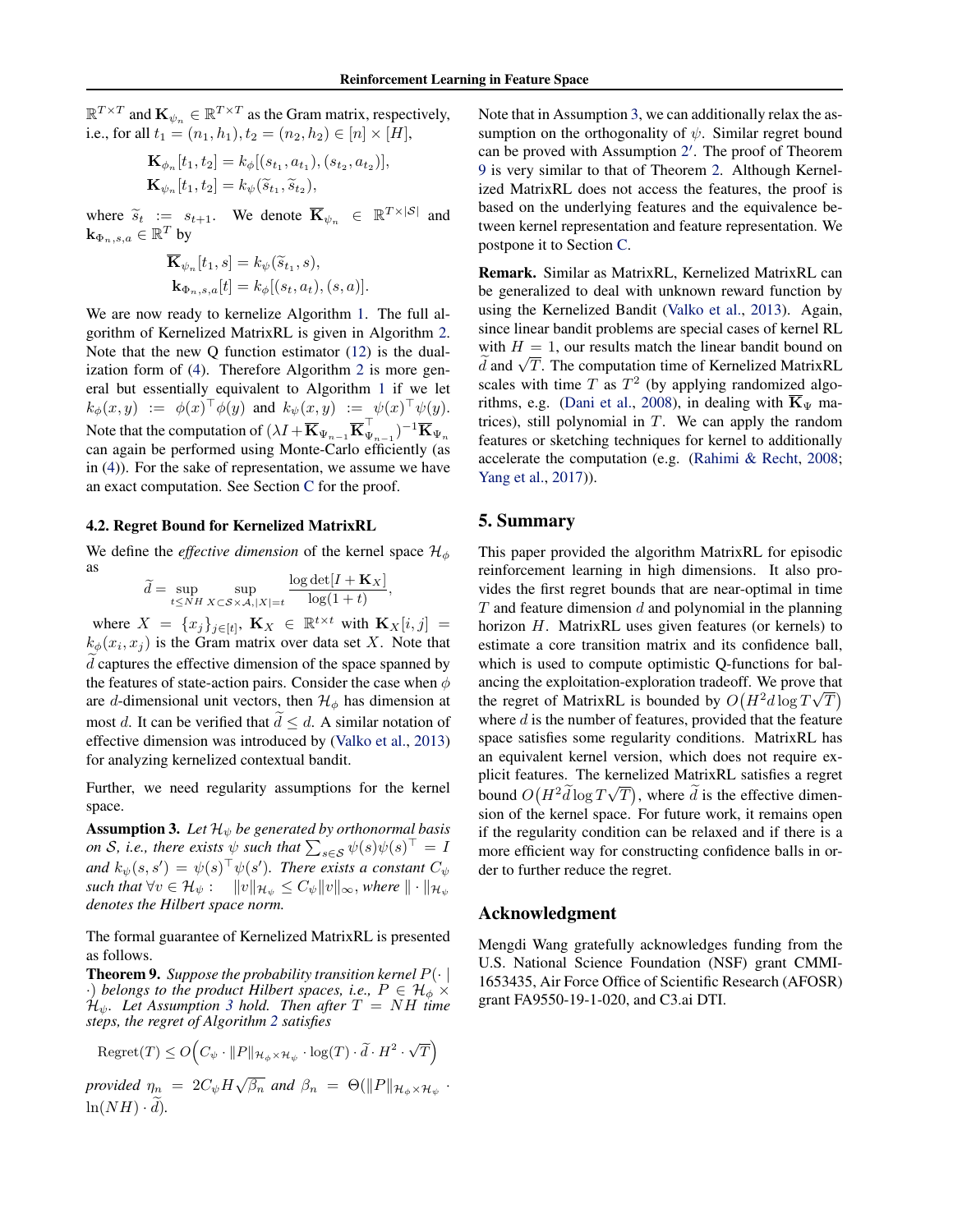$\mathbb{R}^{T\times T}$ and $\mathbf{K}_{\psi_n} \in \mathbb{R}^{T\times T}$ as the Gram matrix, respectively, i.e., for all $t_1 = (n_1, h_1), t_2 = (n_2, h_2) \in [n] \times [H]$,

$$\mathbf{K}_{\phi_n}[t_1, t_2] = k_\phi[(s_{t_1}, a_{t_1}), (s_{t_2}, a_{t_2})],$$
$$\mathbf{K}_{\psi_n}[t_1, t_2] = k_\psi(\widetilde{s}_{t_1}, \widetilde{s}_{t_2}),$$

where $\widetilde{s}_t := s_{t+1}$. We denote $\overline{\mathbf{K}}_{\psi_n} \in \mathbb{R}^{T\times|\mathcal{S}|}$ and $\mathbf{k}_{\Phi_n,s,a} \in \mathbb{R}^T$ by

$$\overline{\mathbf{K}}_{\psi_n}[t_1, s] = k_\psi(\widetilde{s}_{t_1}, s),$$
$$\mathbf{k}_{\Phi_n,s,a}[t] = k_\phi[(s_t, a_t), (s, a)].$$

We are now ready to kernelize Algorithm 1. The full algorithm of Kernelized MatrixRL is given in Algorithm 2. Note that the new Q function estimator (12) is the dualization form of (4). Therefore Algorithm 2 is more general but essentially equivalent to Algorithm 1 if we let $k_\phi(x, y) := \phi(x)^\top\phi(y)$ and $k_\psi(x, y) := \psi(x)^\top\psi(y)$. Note that the computation of $(\lambda I + \overline{\mathbf{K}}_{\Psi_{n-1}}\overline{\mathbf{K}}_{\Psi_{n-1}}^\top)^{-1}\overline{\mathbf{K}}_{\Psi_n}$ can again be performed using Monte-Carlo efficiently (as in (4)). For the sake of representation, we assume we have an exact computation. See Section C for the proof.

### 4.2. Regret Bound for Kernelized MatrixRL

We define the *effective dimension* of the kernel space $\mathcal{H}_\phi$ as

$$\widetilde{d} = \sup_{t\le NH}\ \sup_{X\subset\mathcal{S}\times\mathcal{A}, |X|=t} \frac{\log\det[I + \mathbf{K}_X]}{\log(1+t)},$$

where $X = \{x_j\}_{j\in[t]}$, $\mathbf{K}_X \in \mathbb{R}^{t\times t}$ with $\mathbf{K}_X[i, j] = k_\phi(x_i, x_j)$ is the Gram matrix over data set $X$. Note that $\widetilde{d}$ captures the effective dimension of the space spanned by the features of state-action pairs. Consider the case when $\phi$ are $d$-dimensional unit vectors, then $\mathcal{H}_\phi$ has dimension at most $d$. It can be verified that $\widetilde{d} \le d$. A similar notation of effective dimension was introduced by (Valko et al., 2013) for analyzing kernelized contextual bandit.

Further, we need regularity assumptions for the kernel space.

**Assumption 3.** *Let $\mathcal{H}_\psi$ be generated by orthonormal basis on $\mathcal{S}$, i.e., there exists $\psi$ such that $\sum_{s\in\mathcal{S}}\psi(s)\psi(s)^\top = I$ and $k_\psi(s, s') = \psi(s)^\top\psi(s')$. There exists a constant $C_\psi$ such that $\forall v \in \mathcal{H}_\psi : \quad \|v\|_{\mathcal{H}_\psi} \le C_\psi\|v\|_\infty$, where $\|\cdot\|_{\mathcal{H}_\psi}$ denotes the Hilbert space norm.*

The formal guarantee of Kernelized MatrixRL is presented as follows.

**Theorem 9.** *Suppose the probability transition kernel $P(\cdot\mid\cdot)$ belongs to the product Hilbert spaces, i.e., $P \in \mathcal{H}_\phi \times \mathcal{H}_\psi$. Let Assumption 3 hold. Then after $T = NH$ time steps, the regret of Algorithm 2 satisfies*

$$\mathrm{Regret}(T) \le O\Big(C_\psi \cdot \|P\|_{\mathcal{H}_\phi\times\mathcal{H}_\psi} \cdot \log(T) \cdot \widetilde{d} \cdot H^2 \cdot \sqrt{T}\Big)$$

*provided $\eta_n = 2C_\psi H\sqrt{\beta_n}$ and $\beta_n = \Theta(\|P\|_{\mathcal{H}_\phi\times\mathcal{H}_\psi} \cdot \ln(NH)\cdot\widetilde{d})$.*

Note that in Assumption 3, we can additionally relax the assumption on the orthogonality of $\psi$. Similar regret bound can be proved with Assumption 2′. The proof of Theorem 9 is very similar to that of Theorem 2. Although Kernelized MatrixRL does not access the features, the proof is based on the underlying features and the equivalence between kernel representation and feature representation. We postpone it to Section C.

**Remark.** Similar as MatrixRL, Kernelized MatrixRL can be generalized to deal with unknown reward function by using the Kernelized Bandit (Valko et al., 2013). Again, since linear bandit problems are special cases of kernel RL with $H = 1$, our results match the linear bandit bound on $\widetilde{d}$ and $\sqrt{T}$. The computation time of Kernelized MatrixRL scales with time $T$ as $T^2$ (by applying randomized algorithms, e.g. (Dani et al., 2008), in dealing with $\overline{\mathbf{K}}_\Psi$ matrices), still polynomial in $T$. We can apply the random features or sketching techniques for kernel to additionally accelerate the computation (e.g. (Rahimi & Recht, 2008; Yang et al., 2017)).

## 5. Summary

This paper provided the algorithm MatrixRL for episodic reinforcement learning in high dimensions. It also provides the first regret bounds that are near-optimal in time $T$ and feature dimension $d$ and polynomial in the planning horizon $H$. MatrixRL uses given features (or kernels) to estimate a core transition matrix and its confidence ball, which is used to compute optimistic Q-functions for balancing the exploitation-exploration tradeoff. We prove that the regret of MatrixRL is bounded by $O\big(H^2 d\log T\sqrt{T}\big)$ where $d$ is the number of features, provided that the feature space satisfies some regularity conditions. MatrixRL has an equivalent kernel version, which does not require explicit features. The kernelized MatrixRL satisfies a regret bound $O\big(H^2\widetilde{d}\log T\sqrt{T}\big)$, where $\widetilde{d}$ is the effective dimension of the kernel space. For future work, it remains open if the regularity condition can be relaxed and if there is a more efficient way for constructing confidence balls in order to further reduce the regret.

## Acknowledgment

Mengdi Wang gratefully acknowledges funding from the U.S. National Science Foundation (NSF) grant CMMI-1653435, Air Force Office of Scientific Research (AFOSR) grant FA9550-19-1-020, and C3.ai DTI.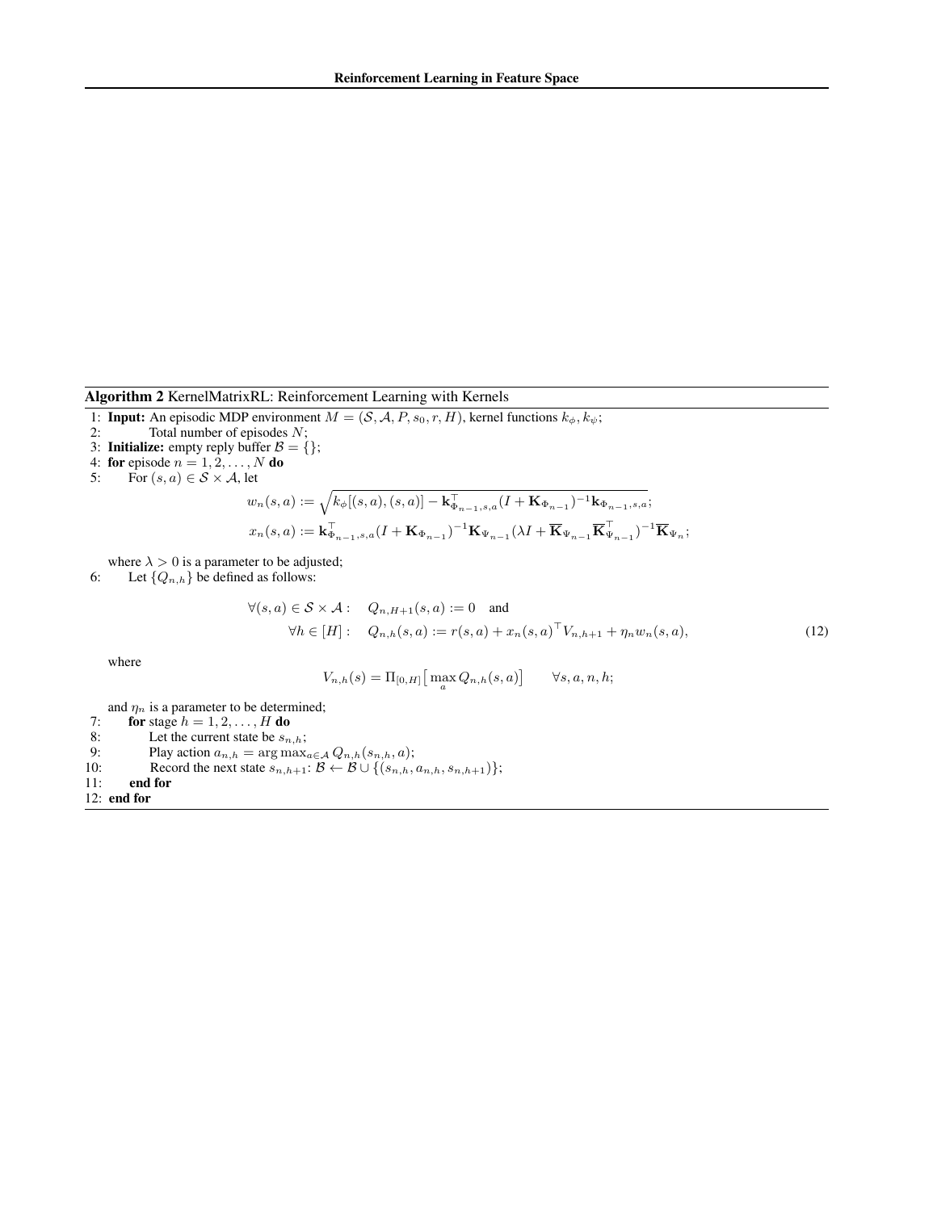**Algorithm 2** KernelMatrixRL: Reinforcement Learning with Kernels

1: **Input:** An episodic MDP environment $M = (\mathcal{S}, \mathcal{A}, P, s_0, r, H)$, kernel functions $k_\phi, k_\psi$;
2: Total number of episodes $N$;
3: **Initialize:** empty reply buffer $\mathcal{B} = \{\}$;
4: **for** episode $n = 1, 2, \ldots, N$ **do**
5: For $(s, a) \in \mathcal{S} \times \mathcal{A}$, let

$$w_n(s,a) := \sqrt{k_\phi[(s,a),(s,a)] - \mathbf{k}_{\Phi_{n-1},s,a}^\top (I + \mathbf{K}_{\Phi_{n-1}})^{-1} \mathbf{k}_{\Phi_{n-1},s,a}};$$

$$x_n(s,a) := \mathbf{k}_{\Phi_{n-1},s,a}^\top (I + \mathbf{K}_{\Phi_{n-1}})^{-1} \mathbf{K}_{\Psi_{n-1}} (\lambda I + \overline{\mathbf{K}}_{\Psi_{n-1}} \overline{\mathbf{K}}_{\Psi_{n-1}}^\top)^{-1} \overline{\mathbf{K}}_{\Psi_n};$$

where $\lambda > 0$ is a parameter to be adjusted;
6: Let $\{Q_{n,h}\}$ be defined as follows:

$$\forall (s,a) \in \mathcal{S} \times \mathcal{A}: \quad Q_{n,H+1}(s,a) := 0 \quad \text{and}$$
$$\forall h \in [H]: \quad Q_{n,h}(s,a) := r(s,a) + x_n(s,a)^\top V_{n,h+1} + \eta_n w_n(s,a), \tag{12}$$

where

$$V_{n,h}(s) = \Pi_{[0,H]}\big[\max_a Q_{n,h}(s,a)\big] \qquad \forall s, a, n, h;$$

and $\eta_n$ is a parameter to be determined;
7: **for** stage $h = 1, 2, \ldots, H$ **do**
8: Let the current state be $s_{n,h}$;
9: Play action $a_{n,h} = \arg\max_{a \in \mathcal{A}} Q_{n,h}(s_{n,h}, a)$;
10: Record the next state $s_{n,h+1}$: $\mathcal{B} \leftarrow \mathcal{B} \cup \{(s_{n,h}, a_{n,h}, s_{n,h+1})\}$;
11: **end for**
12: **end for**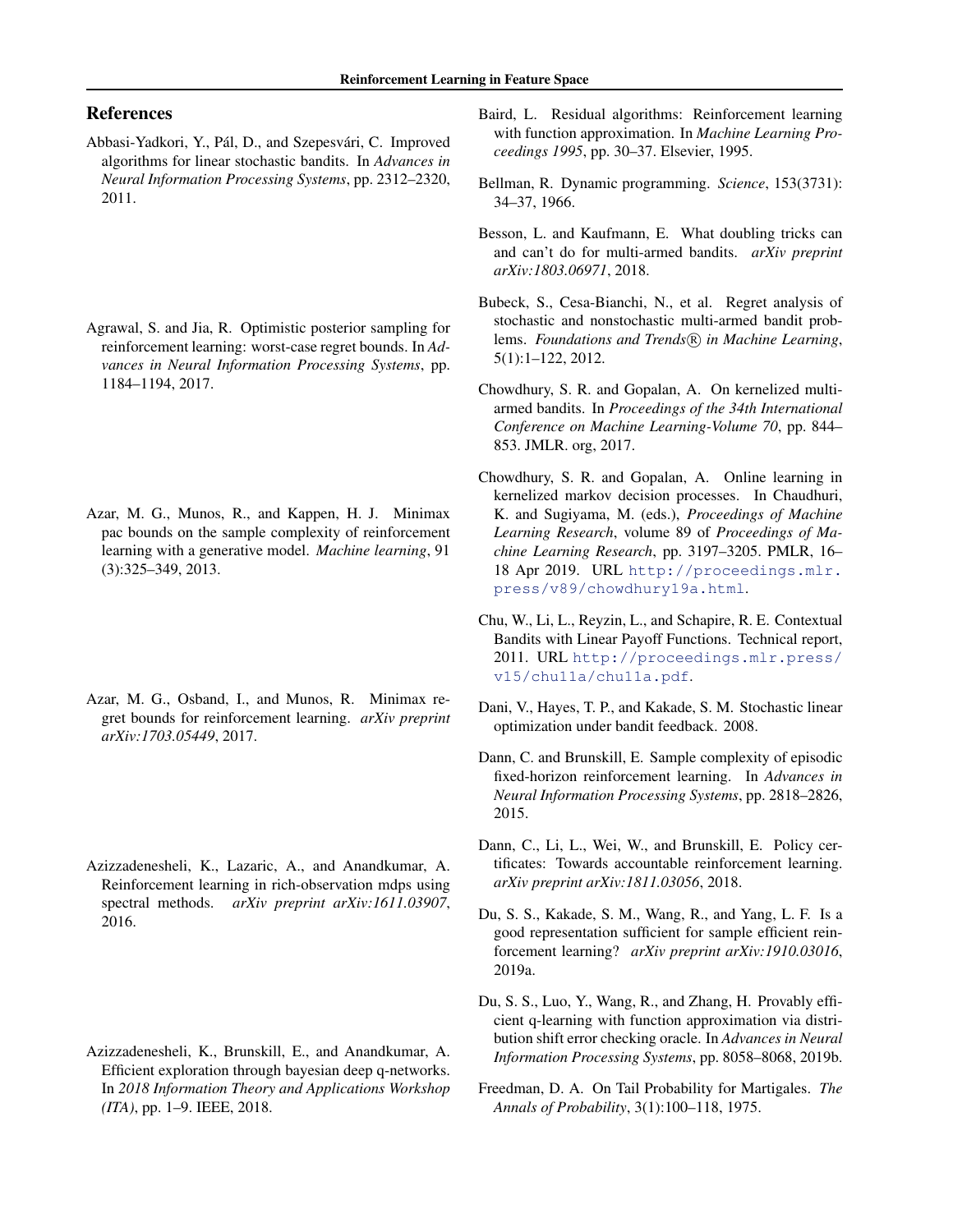## References

Abbasi-Yadkori, Y., Pál, D., and Szepesvári, C. Improved algorithms for linear stochastic bandits. In *Advances in Neural Information Processing Systems*, pp. 2312–2320, 2011.

Agrawal, S. and Jia, R. Optimistic posterior sampling for reinforcement learning: worst-case regret bounds. In *Advances in Neural Information Processing Systems*, pp. 1184–1194, 2017.

Azar, M. G., Munos, R., and Kappen, H. J. Minimax pac bounds on the sample complexity of reinforcement learning with a generative model. *Machine learning*, 91 (3):325–349, 2013.

Azar, M. G., Osband, I., and Munos, R. Minimax regret bounds for reinforcement learning. *arXiv preprint arXiv:1703.05449*, 2017.

Azizzadenesheli, K., Lazaric, A., and Anandkumar, A. Reinforcement learning in rich-observation mdps using spectral methods. *arXiv preprint arXiv:1611.03907*, 2016.

Azizzadenesheli, K., Brunskill, E., and Anandkumar, A. Efficient exploration through bayesian deep q-networks. In *2018 Information Theory and Applications Workshop (ITA)*, pp. 1–9. IEEE, 2018.

Baird, L. Residual algorithms: Reinforcement learning with function approximation. In *Machine Learning Proceedings 1995*, pp. 30–37. Elsevier, 1995.

Bellman, R. Dynamic programming. *Science*, 153(3731): 34–37, 1966.

Besson, L. and Kaufmann, E. What doubling tricks can and can't do for multi-armed bandits. *arXiv preprint arXiv:1803.06971*, 2018.

Bubeck, S., Cesa-Bianchi, N., et al. Regret analysis of stochastic and nonstochastic multi-armed bandit problems. *Foundations and Trends® in Machine Learning*, 5(1):1–122, 2012.

Chowdhury, S. R. and Gopalan, A. On kernelized multi-armed bandits. In *Proceedings of the 34th International Conference on Machine Learning-Volume 70*, pp. 844–853. JMLR. org, 2017.

Chowdhury, S. R. and Gopalan, A. Online learning in kernelized markov decision processes. In Chaudhuri, K. and Sugiyama, M. (eds.), *Proceedings of Machine Learning Research*, volume 89 of *Proceedings of Machine Learning Research*, pp. 3197–3205. PMLR, 16–18 Apr 2019. URL http://proceedings.mlr.press/v89/chowdhury19a.html.

Chu, W., Li, L., Reyzin, L., and Schapire, R. E. Contextual Bandits with Linear Payoff Functions. Technical report, 2011. URL http://proceedings.mlr.press/v15/chu11a/chu11a.pdf.

Dani, V., Hayes, T. P., and Kakade, S. M. Stochastic linear optimization under bandit feedback. 2008.

Dann, C. and Brunskill, E. Sample complexity of episodic fixed-horizon reinforcement learning. In *Advances in Neural Information Processing Systems*, pp. 2818–2826, 2015.

Dann, C., Li, L., Wei, W., and Brunskill, E. Policy certificates: Towards accountable reinforcement learning. *arXiv preprint arXiv:1811.03056*, 2018.

Du, S. S., Kakade, S. M., Wang, R., and Yang, L. F. Is a good representation sufficient for sample efficient reinforcement learning? *arXiv preprint arXiv:1910.03016*, 2019a.

Du, S. S., Luo, Y., Wang, R., and Zhang, H. Provably efficient q-learning with function approximation via distribution shift error checking oracle. In *Advances in Neural Information Processing Systems*, pp. 8058–8068, 2019b.

Freedman, D. A. On Tail Probability for Martigales. *The Annals of Probability*, 3(1):100–118, 1975.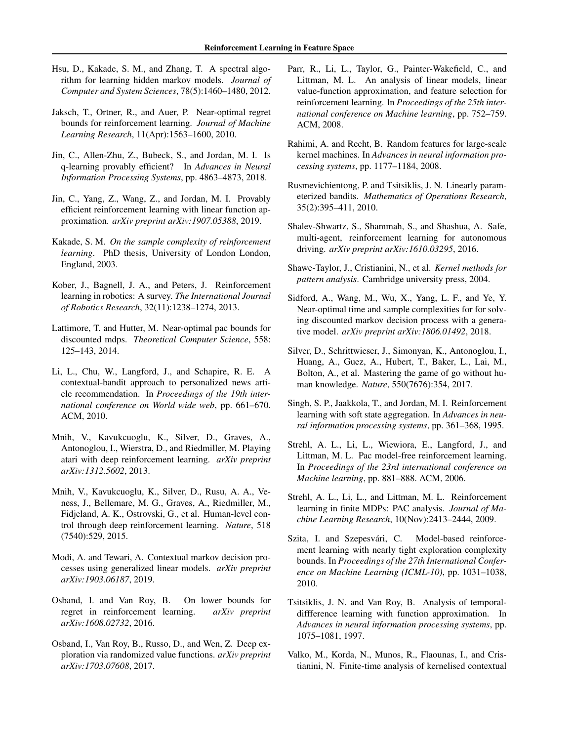Hsu, D., Kakade, S. M., and Zhang, T. A spectral algorithm for learning hidden markov models. *Journal of Computer and System Sciences*, 78(5):1460–1480, 2012.

Jaksch, T., Ortner, R., and Auer, P. Near-optimal regret bounds for reinforcement learning. *Journal of Machine Learning Research*, 11(Apr):1563–1600, 2010.

Jin, C., Allen-Zhu, Z., Bubeck, S., and Jordan, M. I. Is q-learning provably efficient? In *Advances in Neural Information Processing Systems*, pp. 4863–4873, 2018.

Jin, C., Yang, Z., Wang, Z., and Jordan, M. I. Provably efficient reinforcement learning with linear function approximation. *arXiv preprint arXiv:1907.05388*, 2019.

Kakade, S. M. *On the sample complexity of reinforcement learning*. PhD thesis, University of London London, England, 2003.

Kober, J., Bagnell, J. A., and Peters, J. Reinforcement learning in robotics: A survey. *The International Journal of Robotics Research*, 32(11):1238–1274, 2013.

Lattimore, T. and Hutter, M. Near-optimal pac bounds for discounted mdps. *Theoretical Computer Science*, 558: 125–143, 2014.

Li, L., Chu, W., Langford, J., and Schapire, R. E. A contextual-bandit approach to personalized news article recommendation. In *Proceedings of the 19th international conference on World wide web*, pp. 661–670. ACM, 2010.

Mnih, V., Kavukcuoglu, K., Silver, D., Graves, A., Antonoglou, I., Wierstra, D., and Riedmiller, M. Playing atari with deep reinforcement learning. *arXiv preprint arXiv:1312.5602*, 2013.

Mnih, V., Kavukcuoglu, K., Silver, D., Rusu, A. A., Veness, J., Bellemare, M. G., Graves, A., Riedmiller, M., Fidjeland, A. K., Ostrovski, G., et al. Human-level control through deep reinforcement learning. *Nature*, 518 (7540):529, 2015.

Modi, A. and Tewari, A. Contextual markov decision processes using generalized linear models. *arXiv preprint arXiv:1903.06187*, 2019.

Osband, I. and Van Roy, B. On lower bounds for regret in reinforcement learning. *arXiv preprint arXiv:1608.02732*, 2016.

Osband, I., Van Roy, B., Russo, D., and Wen, Z. Deep exploration via randomized value functions. *arXiv preprint arXiv:1703.07608*, 2017.

Parr, R., Li, L., Taylor, G., Painter-Wakefield, C., and Littman, M. L. An analysis of linear models, linear value-function approximation, and feature selection for reinforcement learning. In *Proceedings of the 25th international conference on Machine learning*, pp. 752–759. ACM, 2008.

Rahimi, A. and Recht, B. Random features for large-scale kernel machines. In *Advances in neural information processing systems*, pp. 1177–1184, 2008.

Rusmevichientong, P. and Tsitsiklis, J. N. Linearly parameterized bandits. *Mathematics of Operations Research*, 35(2):395–411, 2010.

Shalev-Shwartz, S., Shammah, S., and Shashua, A. Safe, multi-agent, reinforcement learning for autonomous driving. *arXiv preprint arXiv:1610.03295*, 2016.

Shawe-Taylor, J., Cristianini, N., et al. *Kernel methods for pattern analysis*. Cambridge university press, 2004.

Sidford, A., Wang, M., Wu, X., Yang, L. F., and Ye, Y. Near-optimal time and sample complexities for for solving discounted markov decision process with a generative model. *arXiv preprint arXiv:1806.01492*, 2018.

Silver, D., Schrittwieser, J., Simonyan, K., Antonoglou, I., Huang, A., Guez, A., Hubert, T., Baker, L., Lai, M., Bolton, A., et al. Mastering the game of go without human knowledge. *Nature*, 550(7676):354, 2017.

Singh, S. P., Jaakkola, T., and Jordan, M. I. Reinforcement learning with soft state aggregation. In *Advances in neural information processing systems*, pp. 361–368, 1995.

Strehl, A. L., Li, L., Wiewiora, E., Langford, J., and Littman, M. L. Pac model-free reinforcement learning. In *Proceedings of the 23rd international conference on Machine learning*, pp. 881–888. ACM, 2006.

Strehl, A. L., Li, L., and Littman, M. L. Reinforcement learning in finite MDPs: PAC analysis. *Journal of Machine Learning Research*, 10(Nov):2413–2444, 2009.

Szita, I. and Szepesvári, C. Model-based reinforcement learning with nearly tight exploration complexity bounds. In *Proceedings of the 27th International Conference on Machine Learning (ICML-10)*, pp. 1031–1038, 2010.

Tsitsiklis, J. N. and Van Roy, B. Analysis of temporal-diffference learning with function approximation. In *Advances in neural information processing systems*, pp. 1075–1081, 1997.

Valko, M., Korda, N., Munos, R., Flaounas, I., and Cristianini, N. Finite-time analysis of kernelised contextual